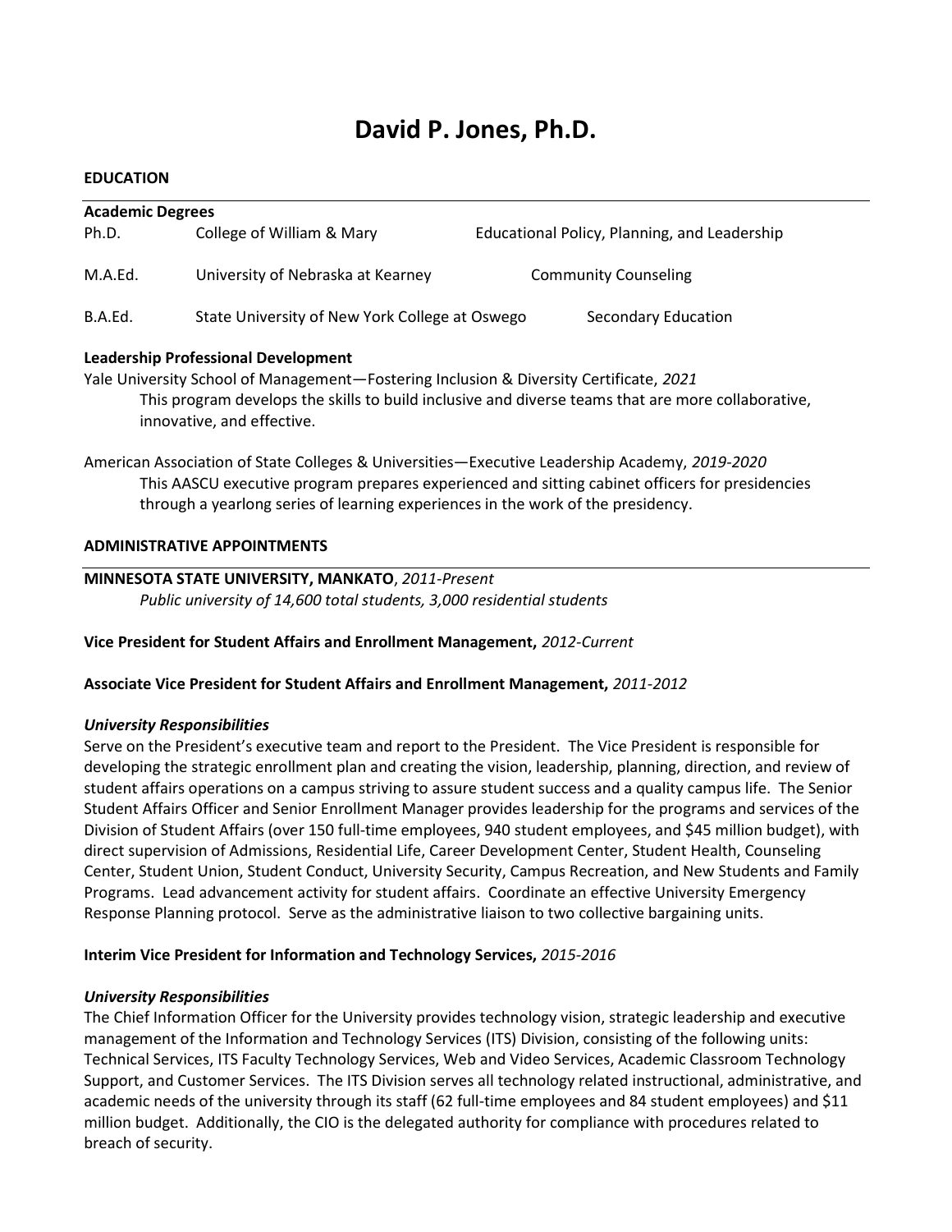# David P. Jones, Ph.D.

## EDUCATION

### Academic Degrees

| Degree | Institution | Field |
| --- | --- | --- |
| Ph.D. | College of William & Mary | Educational Policy, Planning, and Leadership |
| M.A.Ed. | University of Nebraska at Kearney | Community Counseling |
| B.A.Ed. | State University of New York College at Oswego | Secondary Education |

### Leadership Professional Development

Yale University School of Management—Fostering Inclusion & Diversity Certificate, *2021*

This program develops the skills to build inclusive and diverse teams that are more collaborative, innovative, and effective.

American Association of State Colleges & Universities—Executive Leadership Academy, *2019-2020*

This AASCU executive program prepares experienced and sitting cabinet officers for presidencies through a yearlong series of learning experiences in the work of the presidency.

## ADMINISTRATIVE APPOINTMENTS

**MINNESOTA STATE UNIVERSITY, MANKATO**, *2011-Present*

*Public university of 14,600 total students, 3,000 residential students*

**Vice President for Student Affairs and Enrollment Management,** *2012-Current*

**Associate Vice President for Student Affairs and Enrollment Management,** *2011-2012*

***University Responsibilities***

Serve on the President's executive team and report to the President. The Vice President is responsible for developing the strategic enrollment plan and creating the vision, leadership, planning, direction, and review of student affairs operations on a campus striving to assure student success and a quality campus life. The Senior Student Affairs Officer and Senior Enrollment Manager provides leadership for the programs and services of the Division of Student Affairs (over 150 full-time employees, 940 student employees, and $45 million budget), with direct supervision of Admissions, Residential Life, Career Development Center, Student Health, Counseling Center, Student Union, Student Conduct, University Security, Campus Recreation, and New Students and Family Programs. Lead advancement activity for student affairs. Coordinate an effective University Emergency Response Planning protocol. Serve as the administrative liaison to two collective bargaining units.

**Interim Vice President for Information and Technology Services,** *2015-2016*

***University Responsibilities***

The Chief Information Officer for the University provides technology vision, strategic leadership and executive management of the Information and Technology Services (ITS) Division, consisting of the following units: Technical Services, ITS Faculty Technology Services, Web and Video Services, Academic Classroom Technology Support, and Customer Services. The ITS Division serves all technology related instructional, administrative, and academic needs of the university through its staff (62 full-time employees and 84 student employees) and $11 million budget. Additionally, the CIO is the delegated authority for compliance with procedures related to breach of security.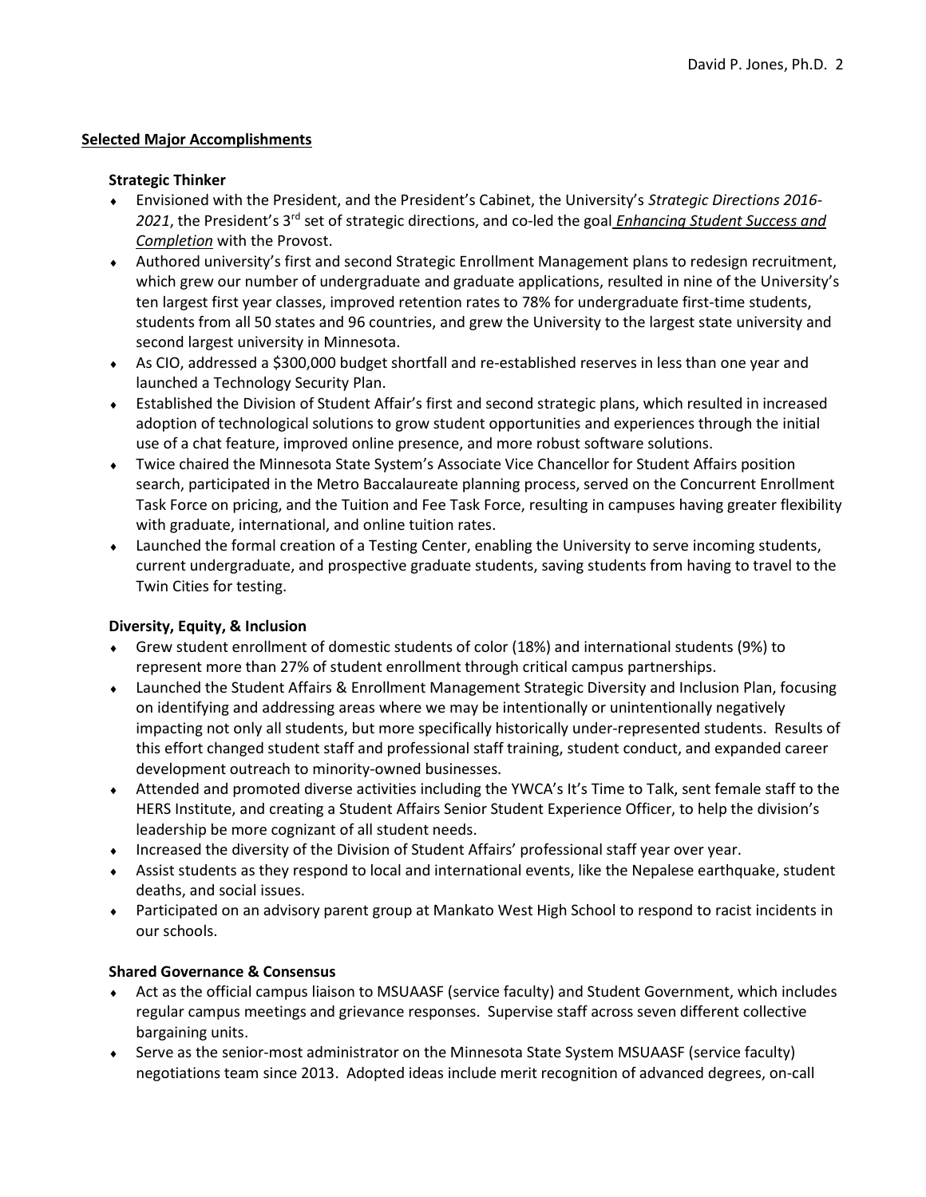## Selected Major Accomplishments

### Strategic Thinker

- Envisioned with the President, and the President's Cabinet, the University's *Strategic Directions 2016-2021*, the President's 3rd set of strategic directions, and co-led the goal ***Enhancing Student Success and Completion*** with the Provost.
- Authored university's first and second Strategic Enrollment Management plans to redesign recruitment, which grew our number of undergraduate and graduate applications, resulted in nine of the University's ten largest first year classes, improved retention rates to 78% for undergraduate first-time students, students from all 50 states and 96 countries, and grew the University to the largest state university and second largest university in Minnesota.
- As CIO, addressed a $300,000 budget shortfall and re-established reserves in less than one year and launched a Technology Security Plan.
- Established the Division of Student Affair's first and second strategic plans, which resulted in increased adoption of technological solutions to grow student opportunities and experiences through the initial use of a chat feature, improved online presence, and more robust software solutions.
- Twice chaired the Minnesota State System's Associate Vice Chancellor for Student Affairs position search, participated in the Metro Baccalaureate planning process, served on the Concurrent Enrollment Task Force on pricing, and the Tuition and Fee Task Force, resulting in campuses having greater flexibility with graduate, international, and online tuition rates.
- Launched the formal creation of a Testing Center, enabling the University to serve incoming students, current undergraduate, and prospective graduate students, saving students from having to travel to the Twin Cities for testing.

### Diversity, Equity, & Inclusion

- Grew student enrollment of domestic students of color (18%) and international students (9%) to represent more than 27% of student enrollment through critical campus partnerships.
- Launched the Student Affairs & Enrollment Management Strategic Diversity and Inclusion Plan, focusing on identifying and addressing areas where we may be intentionally or unintentionally negatively impacting not only all students, but more specifically historically under-represented students. Results of this effort changed student staff and professional staff training, student conduct, and expanded career development outreach to minority-owned businesses.
- Attended and promoted diverse activities including the YWCA's It's Time to Talk, sent female staff to the HERS Institute, and creating a Student Affairs Senior Student Experience Officer, to help the division's leadership be more cognizant of all student needs.
- Increased the diversity of the Division of Student Affairs' professional staff year over year.
- Assist students as they respond to local and international events, like the Nepalese earthquake, student deaths, and social issues.
- Participated on an advisory parent group at Mankato West High School to respond to racist incidents in our schools.

### Shared Governance & Consensus

- Act as the official campus liaison to MSUAASF (service faculty) and Student Government, which includes regular campus meetings and grievance responses. Supervise staff across seven different collective bargaining units.
- Serve as the senior-most administrator on the Minnesota State System MSUAASF (service faculty) negotiations team since 2013. Adopted ideas include merit recognition of advanced degrees, on-call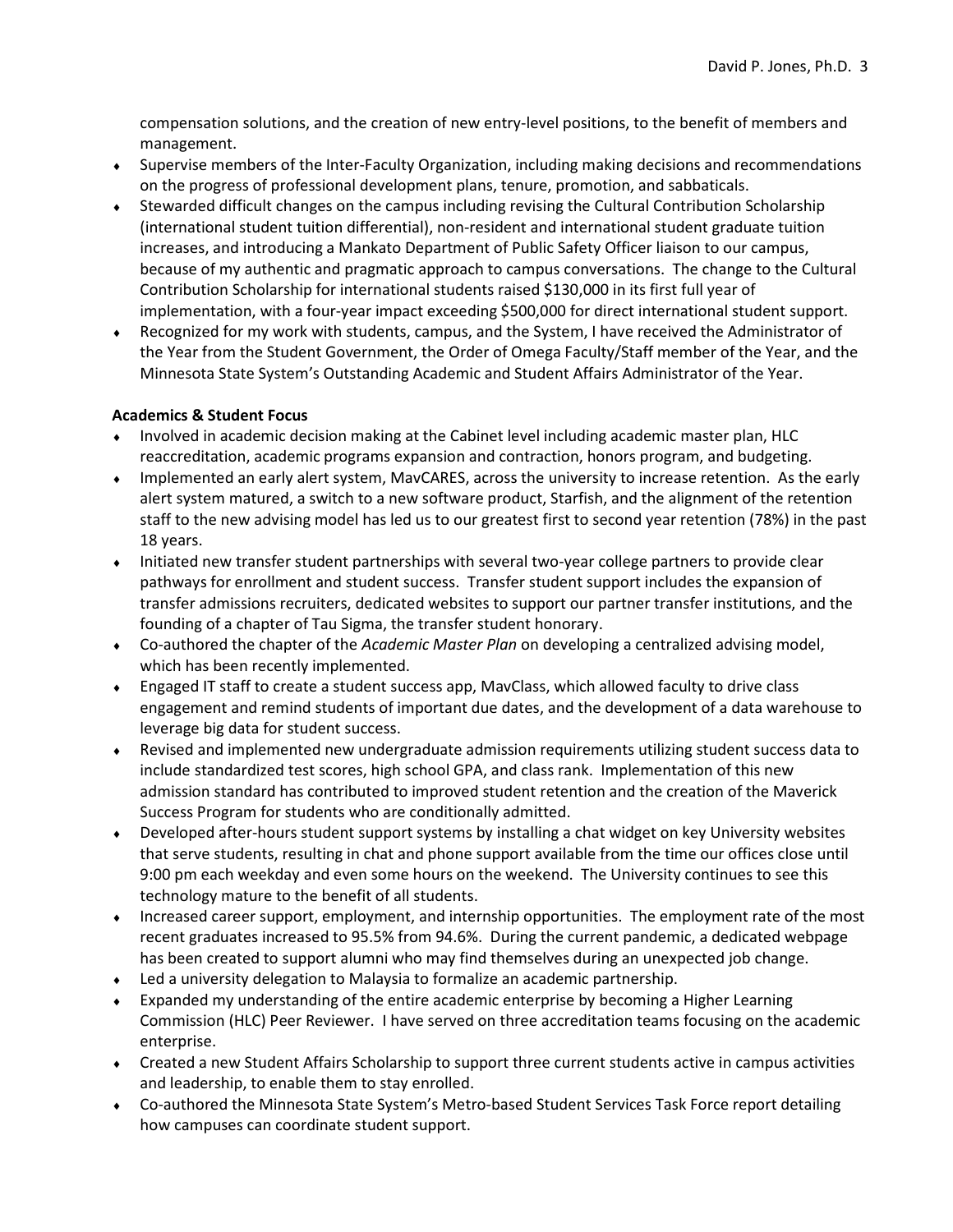compensation solutions, and the creation of new entry-level positions, to the benefit of members and management.

- Supervise members of the Inter-Faculty Organization, including making decisions and recommendations on the progress of professional development plans, tenure, promotion, and sabbaticals.
- Stewarded difficult changes on the campus including revising the Cultural Contribution Scholarship (international student tuition differential), non-resident and international student graduate tuition increases, and introducing a Mankato Department of Public Safety Officer liaison to our campus, because of my authentic and pragmatic approach to campus conversations. The change to the Cultural Contribution Scholarship for international students raised $130,000 in its first full year of implementation, with a four-year impact exceeding $500,000 for direct international student support.
- Recognized for my work with students, campus, and the System, I have received the Administrator of the Year from the Student Government, the Order of Omega Faculty/Staff member of the Year, and the Minnesota State System's Outstanding Academic and Student Affairs Administrator of the Year.

**Academics & Student Focus**

- Involved in academic decision making at the Cabinet level including academic master plan, HLC reaccreditation, academic programs expansion and contraction, honors program, and budgeting.
- Implemented an early alert system, MavCARES, across the university to increase retention. As the early alert system matured, a switch to a new software product, Starfish, and the alignment of the retention staff to the new advising model has led us to our greatest first to second year retention (78%) in the past 18 years.
- Initiated new transfer student partnerships with several two-year college partners to provide clear pathways for enrollment and student success. Transfer student support includes the expansion of transfer admissions recruiters, dedicated websites to support our partner transfer institutions, and the founding of a chapter of Tau Sigma, the transfer student honorary.
- Co-authored the chapter of the *Academic Master Plan* on developing a centralized advising model, which has been recently implemented.
- Engaged IT staff to create a student success app, MavClass, which allowed faculty to drive class engagement and remind students of important due dates, and the development of a data warehouse to leverage big data for student success.
- Revised and implemented new undergraduate admission requirements utilizing student success data to include standardized test scores, high school GPA, and class rank. Implementation of this new admission standard has contributed to improved student retention and the creation of the Maverick Success Program for students who are conditionally admitted.
- Developed after-hours student support systems by installing a chat widget on key University websites that serve students, resulting in chat and phone support available from the time our offices close until 9:00 pm each weekday and even some hours on the weekend. The University continues to see this technology mature to the benefit of all students.
- Increased career support, employment, and internship opportunities. The employment rate of the most recent graduates increased to 95.5% from 94.6%. During the current pandemic, a dedicated webpage has been created to support alumni who may find themselves during an unexpected job change.
- Led a university delegation to Malaysia to formalize an academic partnership.
- Expanded my understanding of the entire academic enterprise by becoming a Higher Learning Commission (HLC) Peer Reviewer. I have served on three accreditation teams focusing on the academic enterprise.
- Created a new Student Affairs Scholarship to support three current students active in campus activities and leadership, to enable them to stay enrolled.
- Co-authored the Minnesota State System's Metro-based Student Services Task Force report detailing how campuses can coordinate student support.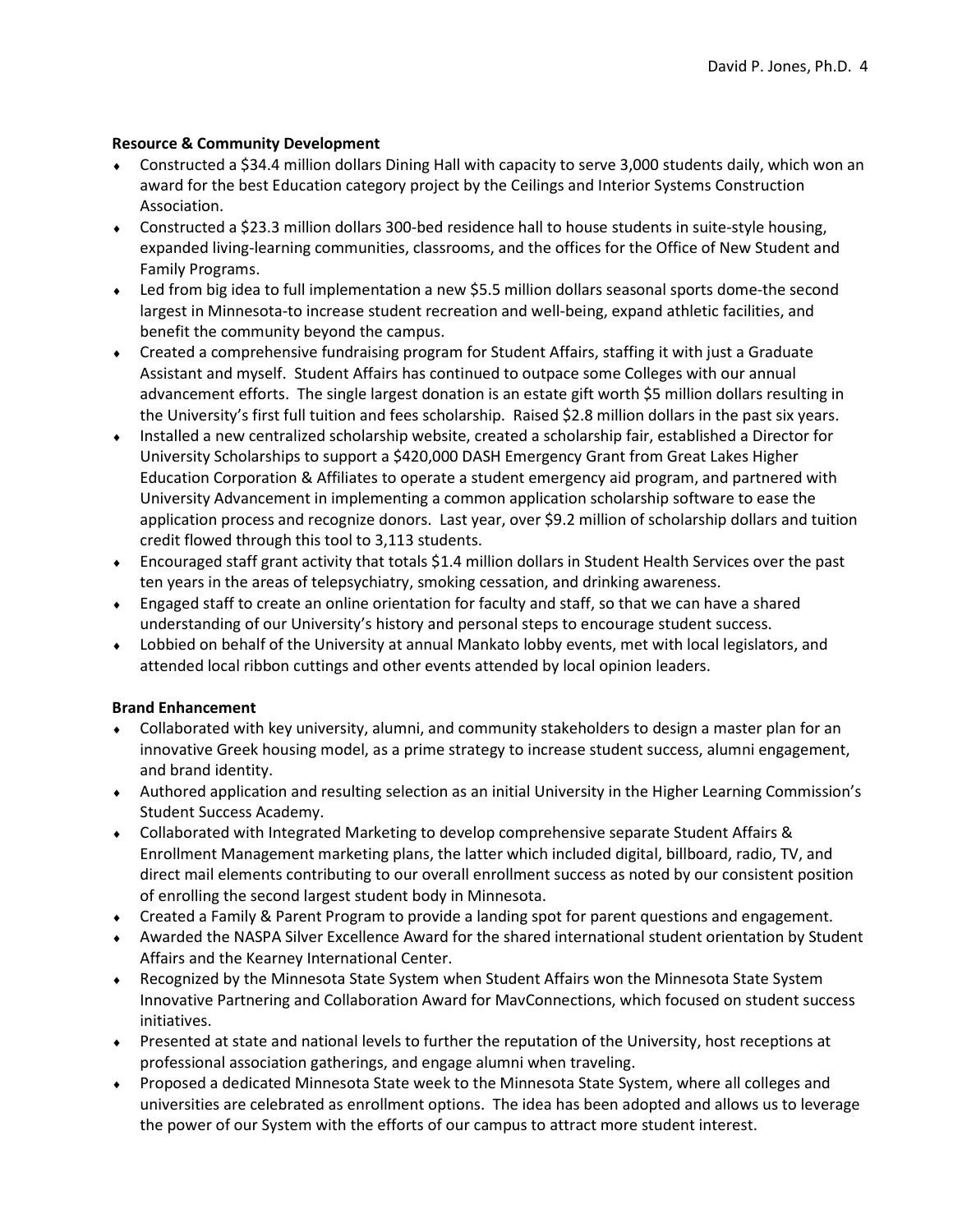**Resource & Community Development**

- Constructed a $34.4 million dollars Dining Hall with capacity to serve 3,000 students daily, which won an award for the best Education category project by the Ceilings and Interior Systems Construction Association.
- Constructed a $23.3 million dollars 300-bed residence hall to house students in suite-style housing, expanded living-learning communities, classrooms, and the offices for the Office of New Student and Family Programs.
- Led from big idea to full implementation a new $5.5 million dollars seasonal sports dome-the second largest in Minnesota-to increase student recreation and well-being, expand athletic facilities, and benefit the community beyond the campus.
- Created a comprehensive fundraising program for Student Affairs, staffing it with just a Graduate Assistant and myself. Student Affairs has continued to outpace some Colleges with our annual advancement efforts. The single largest donation is an estate gift worth $5 million dollars resulting in the University's first full tuition and fees scholarship. Raised $2.8 million dollars in the past six years.
- Installed a new centralized scholarship website, created a scholarship fair, established a Director for University Scholarships to support a $420,000 DASH Emergency Grant from Great Lakes Higher Education Corporation & Affiliates to operate a student emergency aid program, and partnered with University Advancement in implementing a common application scholarship software to ease the application process and recognize donors. Last year, over $9.2 million of scholarship dollars and tuition credit flowed through this tool to 3,113 students.
- Encouraged staff grant activity that totals $1.4 million dollars in Student Health Services over the past ten years in the areas of telepsychiatry, smoking cessation, and drinking awareness.
- Engaged staff to create an online orientation for faculty and staff, so that we can have a shared understanding of our University's history and personal steps to encourage student success.
- Lobbied on behalf of the University at annual Mankato lobby events, met with local legislators, and attended local ribbon cuttings and other events attended by local opinion leaders.

**Brand Enhancement**

- Collaborated with key university, alumni, and community stakeholders to design a master plan for an innovative Greek housing model, as a prime strategy to increase student success, alumni engagement, and brand identity.
- Authored application and resulting selection as an initial University in the Higher Learning Commission's Student Success Academy.
- Collaborated with Integrated Marketing to develop comprehensive separate Student Affairs & Enrollment Management marketing plans, the latter which included digital, billboard, radio, TV, and direct mail elements contributing to our overall enrollment success as noted by our consistent position of enrolling the second largest student body in Minnesota.
- Created a Family & Parent Program to provide a landing spot for parent questions and engagement.
- Awarded the NASPA Silver Excellence Award for the shared international student orientation by Student Affairs and the Kearney International Center.
- Recognized by the Minnesota State System when Student Affairs won the Minnesota State System Innovative Partnering and Collaboration Award for MavConnections, which focused on student success initiatives.
- Presented at state and national levels to further the reputation of the University, host receptions at professional association gatherings, and engage alumni when traveling.
- Proposed a dedicated Minnesota State week to the Minnesota State System, where all colleges and universities are celebrated as enrollment options. The idea has been adopted and allows us to leverage the power of our System with the efforts of our campus to attract more student interest.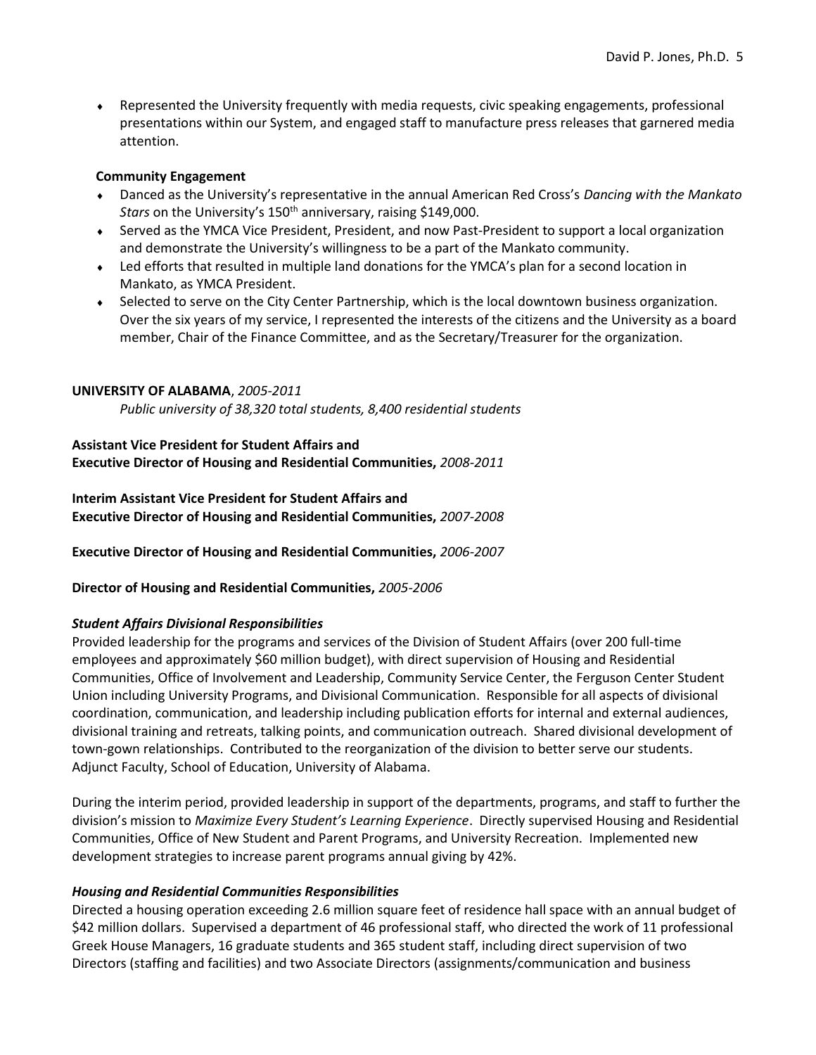- Represented the University frequently with media requests, civic speaking engagements, professional presentations within our System, and engaged staff to manufacture press releases that garnered media attention.

**Community Engagement**

- Danced as the University's representative in the annual American Red Cross's *Dancing with the Mankato Stars* on the University's 150th anniversary, raising $149,000.
- Served as the YMCA Vice President, President, and now Past-President to support a local organization and demonstrate the University's willingness to be a part of the Mankato community.
- Led efforts that resulted in multiple land donations for the YMCA's plan for a second location in Mankato, as YMCA President.
- Selected to serve on the City Center Partnership, which is the local downtown business organization. Over the six years of my service, I represented the interests of the citizens and the University as a board member, Chair of the Finance Committee, and as the Secretary/Treasurer for the organization.

**UNIVERSITY OF ALABAMA**, *2005-2011*

*Public university of 38,320 total students, 8,400 residential students*

**Assistant Vice President for Student Affairs and**
**Executive Director of Housing and Residential Communities,** *2008-2011*

**Interim Assistant Vice President for Student Affairs and**
**Executive Director of Housing and Residential Communities,** *2007-2008*

**Executive Director of Housing and Residential Communities,** *2006-2007*

**Director of Housing and Residential Communities,** *2005-2006*

***Student Affairs Divisional Responsibilities***

Provided leadership for the programs and services of the Division of Student Affairs (over 200 full-time employees and approximately $60 million budget), with direct supervision of Housing and Residential Communities, Office of Involvement and Leadership, Community Service Center, the Ferguson Center Student Union including University Programs, and Divisional Communication. Responsible for all aspects of divisional coordination, communication, and leadership including publication efforts for internal and external audiences, divisional training and retreats, talking points, and communication outreach. Shared divisional development of town-gown relationships. Contributed to the reorganization of the division to better serve our students. Adjunct Faculty, School of Education, University of Alabama.

During the interim period, provided leadership in support of the departments, programs, and staff to further the division's mission to *Maximize Every Student's Learning Experience*. Directly supervised Housing and Residential Communities, Office of New Student and Parent Programs, and University Recreation. Implemented new development strategies to increase parent programs annual giving by 42%.

***Housing and Residential Communities Responsibilities***

Directed a housing operation exceeding 2.6 million square feet of residence hall space with an annual budget of $42 million dollars. Supervised a department of 46 professional staff, who directed the work of 11 professional Greek House Managers, 16 graduate students and 365 student staff, including direct supervision of two Directors (staffing and facilities) and two Associate Directors (assignments/communication and business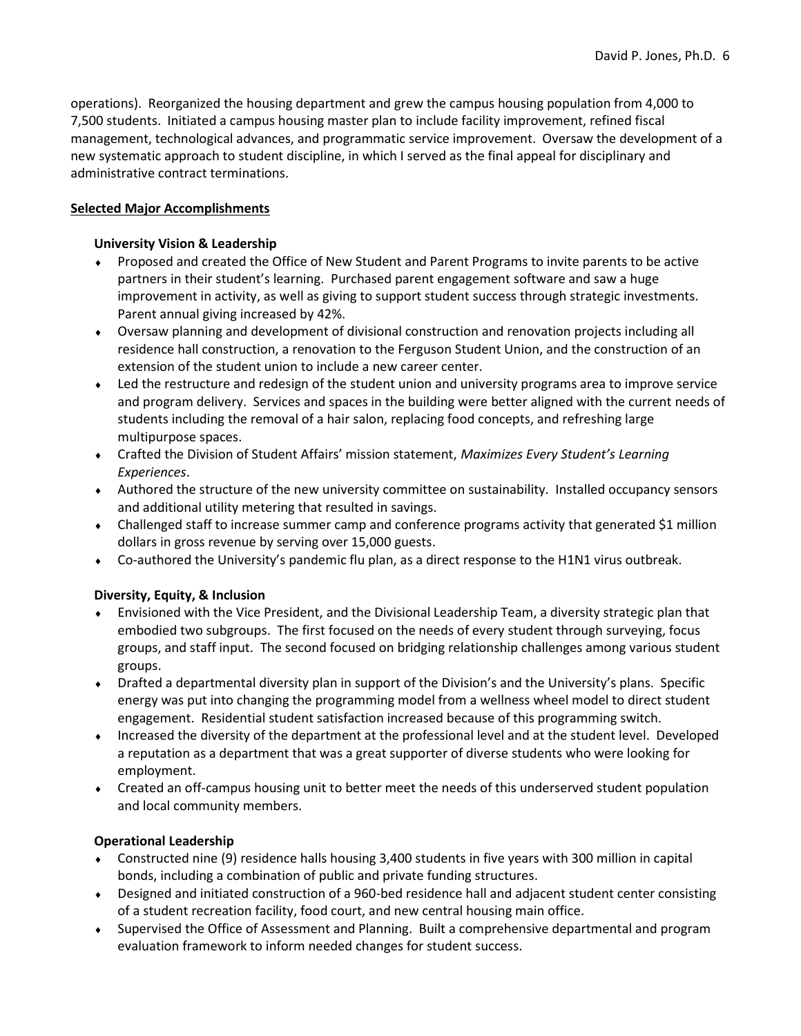operations). Reorganized the housing department and grew the campus housing population from 4,000 to 7,500 students. Initiated a campus housing master plan to include facility improvement, refined fiscal management, technological advances, and programmatic service improvement. Oversaw the development of a new systematic approach to student discipline, in which I served as the final appeal for disciplinary and administrative contract terminations.

## Selected Major Accomplishments

### University Vision & Leadership

- Proposed and created the Office of New Student and Parent Programs to invite parents to be active partners in their student's learning. Purchased parent engagement software and saw a huge improvement in activity, as well as giving to support student success through strategic investments. Parent annual giving increased by 42%.
- Oversaw planning and development of divisional construction and renovation projects including all residence hall construction, a renovation to the Ferguson Student Union, and the construction of an extension of the student union to include a new career center.
- Led the restructure and redesign of the student union and university programs area to improve service and program delivery. Services and spaces in the building were better aligned with the current needs of students including the removal of a hair salon, replacing food concepts, and refreshing large multipurpose spaces.
- Crafted the Division of Student Affairs' mission statement, *Maximizes Every Student's Learning Experiences*.
- Authored the structure of the new university committee on sustainability. Installed occupancy sensors and additional utility metering that resulted in savings.
- Challenged staff to increase summer camp and conference programs activity that generated $1 million dollars in gross revenue by serving over 15,000 guests.
- Co-authored the University's pandemic flu plan, as a direct response to the H1N1 virus outbreak.

### Diversity, Equity, & Inclusion

- Envisioned with the Vice President, and the Divisional Leadership Team, a diversity strategic plan that embodied two subgroups. The first focused on the needs of every student through surveying, focus groups, and staff input. The second focused on bridging relationship challenges among various student groups.
- Drafted a departmental diversity plan in support of the Division's and the University's plans. Specific energy was put into changing the programming model from a wellness wheel model to direct student engagement. Residential student satisfaction increased because of this programming switch.
- Increased the diversity of the department at the professional level and at the student level. Developed a reputation as a department that was a great supporter of diverse students who were looking for employment.
- Created an off-campus housing unit to better meet the needs of this underserved student population and local community members.

### Operational Leadership

- Constructed nine (9) residence halls housing 3,400 students in five years with 300 million in capital bonds, including a combination of public and private funding structures.
- Designed and initiated construction of a 960-bed residence hall and adjacent student center consisting of a student recreation facility, food court, and new central housing main office.
- Supervised the Office of Assessment and Planning. Built a comprehensive departmental and program evaluation framework to inform needed changes for student success.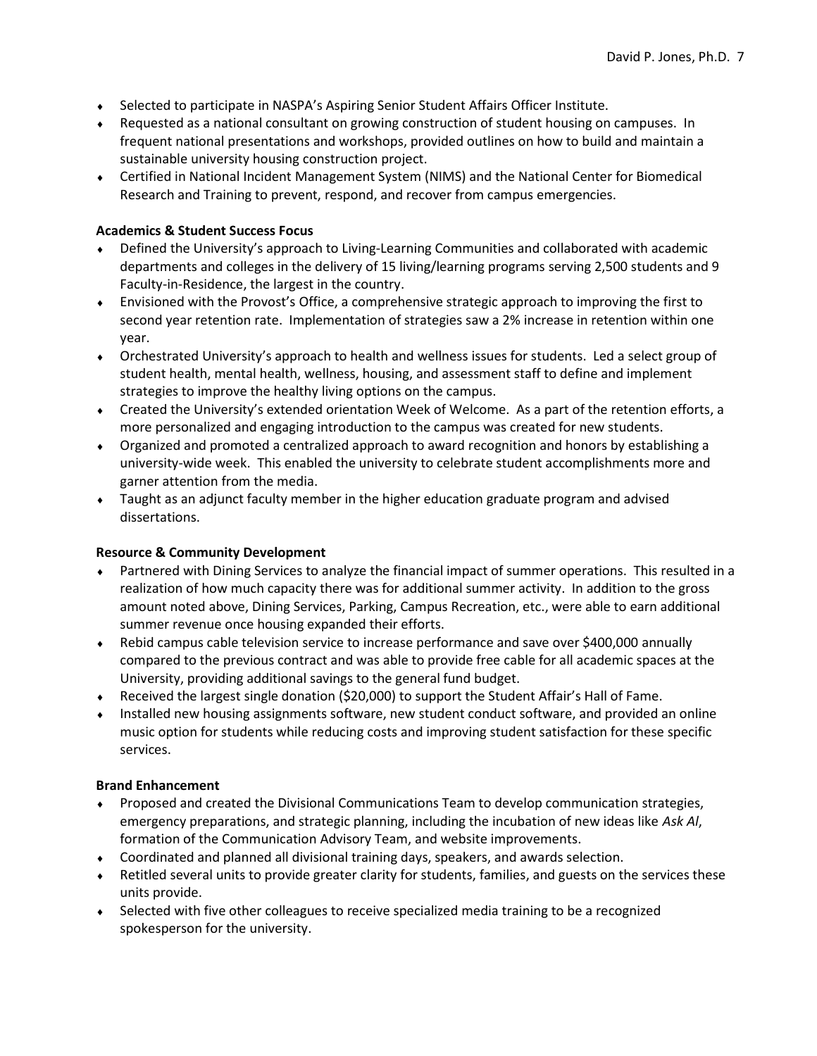- Selected to participate in NASPA's Aspiring Senior Student Affairs Officer Institute.
- Requested as a national consultant on growing construction of student housing on campuses. In frequent national presentations and workshops, provided outlines on how to build and maintain a sustainable university housing construction project.
- Certified in National Incident Management System (NIMS) and the National Center for Biomedical Research and Training to prevent, respond, and recover from campus emergencies.

**Academics & Student Success Focus**

- Defined the University's approach to Living-Learning Communities and collaborated with academic departments and colleges in the delivery of 15 living/learning programs serving 2,500 students and 9 Faculty-in-Residence, the largest in the country.
- Envisioned with the Provost's Office, a comprehensive strategic approach to improving the first to second year retention rate. Implementation of strategies saw a 2% increase in retention within one year.
- Orchestrated University's approach to health and wellness issues for students. Led a select group of student health, mental health, wellness, housing, and assessment staff to define and implement strategies to improve the healthy living options on the campus.
- Created the University's extended orientation Week of Welcome. As a part of the retention efforts, a more personalized and engaging introduction to the campus was created for new students.
- Organized and promoted a centralized approach to award recognition and honors by establishing a university-wide week. This enabled the university to celebrate student accomplishments more and garner attention from the media.
- Taught as an adjunct faculty member in the higher education graduate program and advised dissertations.

**Resource & Community Development**

- Partnered with Dining Services to analyze the financial impact of summer operations. This resulted in a realization of how much capacity there was for additional summer activity. In addition to the gross amount noted above, Dining Services, Parking, Campus Recreation, etc., were able to earn additional summer revenue once housing expanded their efforts.
- Rebid campus cable television service to increase performance and save over $400,000 annually compared to the previous contract and was able to provide free cable for all academic spaces at the University, providing additional savings to the general fund budget.
- Received the largest single donation ($20,000) to support the Student Affair's Hall of Fame.
- Installed new housing assignments software, new student conduct software, and provided an online music option for students while reducing costs and improving student satisfaction for these specific services.

**Brand Enhancement**

- Proposed and created the Divisional Communications Team to develop communication strategies, emergency preparations, and strategic planning, including the incubation of new ideas like *Ask Al*, formation of the Communication Advisory Team, and website improvements.
- Coordinated and planned all divisional training days, speakers, and awards selection.
- Retitled several units to provide greater clarity for students, families, and guests on the services these units provide.
- Selected with five other colleagues to receive specialized media training to be a recognized spokesperson for the university.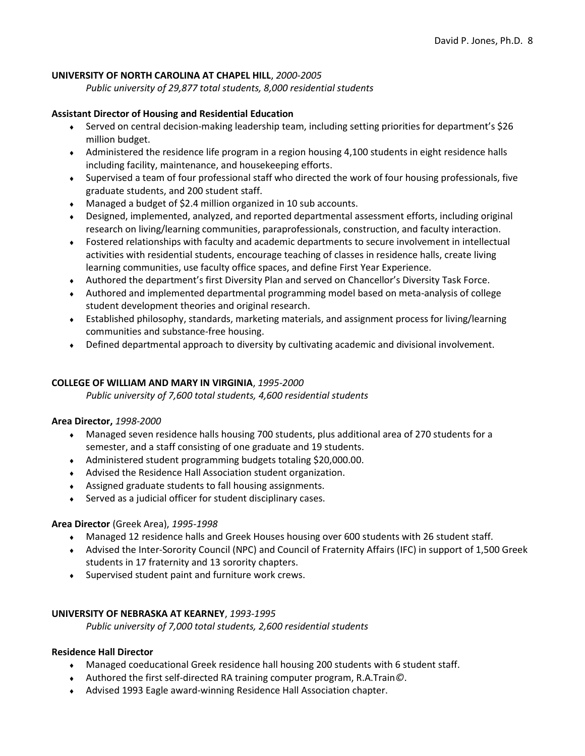**UNIVERSITY OF NORTH CAROLINA AT CHAPEL HILL**, *2000-2005*

*Public university of 29,877 total students, 8,000 residential students*

**Assistant Director of Housing and Residential Education**

- Served on central decision-making leadership team, including setting priorities for department's $26 million budget.
- Administered the residence life program in a region housing 4,100 students in eight residence halls including facility, maintenance, and housekeeping efforts.
- Supervised a team of four professional staff who directed the work of four housing professionals, five graduate students, and 200 student staff.
- Managed a budget of $2.4 million organized in 10 sub accounts.
- Designed, implemented, analyzed, and reported departmental assessment efforts, including original research on living/learning communities, paraprofessionals, construction, and faculty interaction.
- Fostered relationships with faculty and academic departments to secure involvement in intellectual activities with residential students, encourage teaching of classes in residence halls, create living learning communities, use faculty office spaces, and define First Year Experience.
- Authored the department's first Diversity Plan and served on Chancellor's Diversity Task Force.
- Authored and implemented departmental programming model based on meta-analysis of college student development theories and original research.
- Established philosophy, standards, marketing materials, and assignment process for living/learning communities and substance-free housing.
- Defined departmental approach to diversity by cultivating academic and divisional involvement.

**COLLEGE OF WILLIAM AND MARY IN VIRGINIA**, *1995-2000*

*Public university of 7,600 total students, 4,600 residential students*

**Area Director,** *1998-2000*

- Managed seven residence halls housing 700 students, plus additional area of 270 students for a semester, and a staff consisting of one graduate and 19 students.
- Administered student programming budgets totaling $20,000.00.
- Advised the Residence Hall Association student organization.
- Assigned graduate students to fall housing assignments.
- Served as a judicial officer for student disciplinary cases.

**Area Director** (Greek Area), *1995-1998*

- Managed 12 residence halls and Greek Houses housing over 600 students with 26 student staff.
- Advised the Inter-Sorority Council (NPC) and Council of Fraternity Affairs (IFC) in support of 1,500 Greek students in 17 fraternity and 13 sorority chapters.
- Supervised student paint and furniture work crews.

**UNIVERSITY OF NEBRASKA AT KEARNEY**, *1993-1995*

*Public university of 7,000 total students, 2,600 residential students*

**Residence Hall Director**

- Managed coeducational Greek residence hall housing 200 students with 6 student staff.
- Authored the first self-directed RA training computer program, R.A.Train©.
- Advised 1993 Eagle award-winning Residence Hall Association chapter.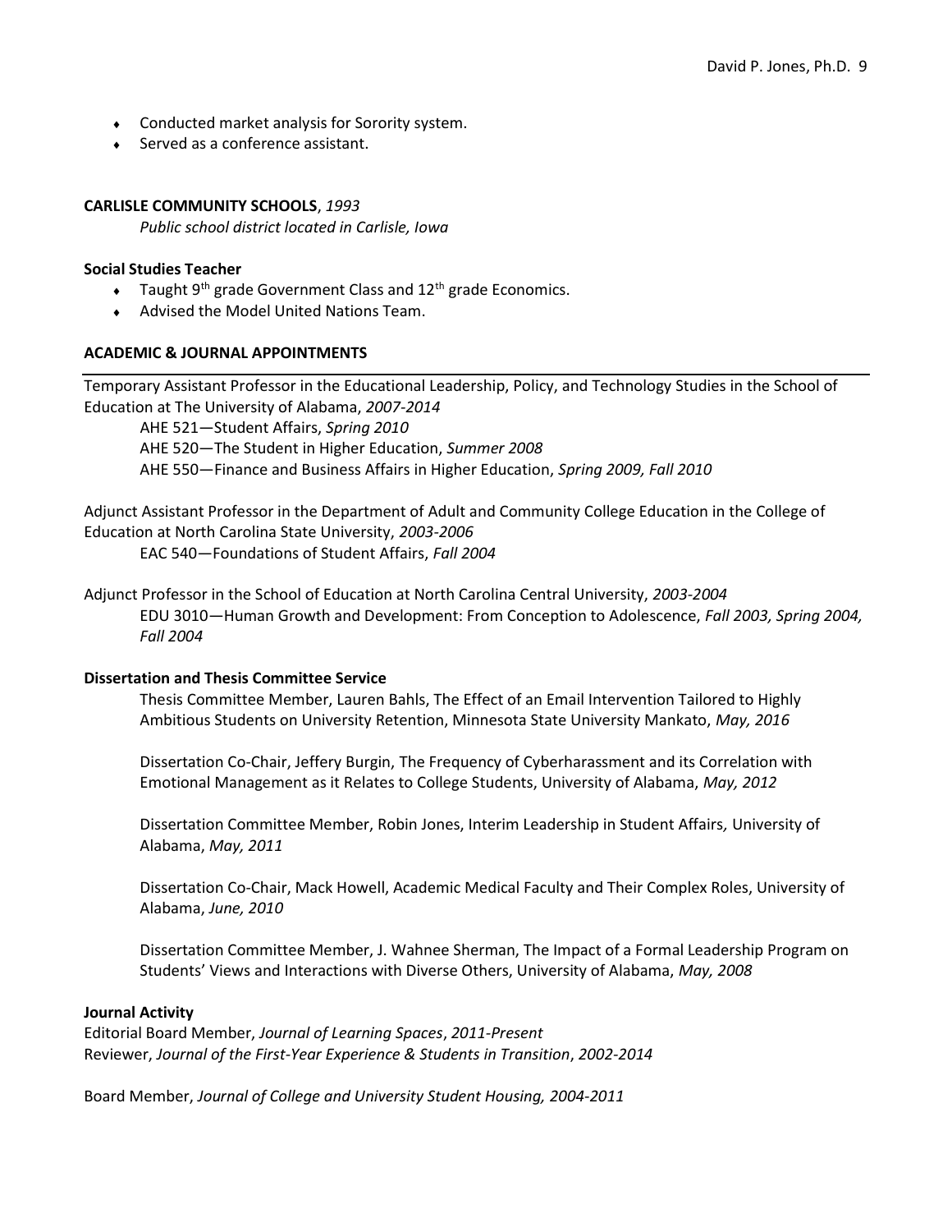- Conducted market analysis for Sorority system.
- Served as a conference assistant.

**CARLISLE COMMUNITY SCHOOLS**, *1993*

*Public school district located in Carlisle, Iowa*

**Social Studies Teacher**

- Taught 9th grade Government Class and 12th grade Economics.
- Advised the Model United Nations Team.

**ACADEMIC & JOURNAL APPOINTMENTS**

---

Temporary Assistant Professor in the Educational Leadership, Policy, and Technology Studies in the School of Education at The University of Alabama, *2007-2014*

AHE 521—Student Affairs, *Spring 2010*
AHE 520—The Student in Higher Education, *Summer 2008*
AHE 550—Finance and Business Affairs in Higher Education, *Spring 2009, Fall 2010*

Adjunct Assistant Professor in the Department of Adult and Community College Education in the College of Education at North Carolina State University, *2003-2006*

EAC 540—Foundations of Student Affairs, *Fall 2004*

Adjunct Professor in the School of Education at North Carolina Central University, *2003-2004*

EDU 3010—Human Growth and Development: From Conception to Adolescence, *Fall 2003, Spring 2004, Fall 2004*

**Dissertation and Thesis Committee Service**

Thesis Committee Member, Lauren Bahls, The Effect of an Email Intervention Tailored to Highly Ambitious Students on University Retention, Minnesota State University Mankato, *May, 2016*

Dissertation Co-Chair, Jeffery Burgin, The Frequency of Cyberharassment and its Correlation with Emotional Management as it Relates to College Students, University of Alabama, *May, 2012*

Dissertation Committee Member, Robin Jones, Interim Leadership in Student Affairs, University of Alabama, *May, 2011*

Dissertation Co-Chair, Mack Howell, Academic Medical Faculty and Their Complex Roles, University of Alabama, *June, 2010*

Dissertation Committee Member, J. Wahnee Sherman, The Impact of a Formal Leadership Program on Students' Views and Interactions with Diverse Others, University of Alabama, *May, 2008*

**Journal Activity**

Editorial Board Member, *Journal of Learning Spaces*, *2011-Present*
Reviewer, *Journal of the First-Year Experience & Students in Transition*, *2002-2014*

Board Member, *Journal of College and University Student Housing, 2004-2011*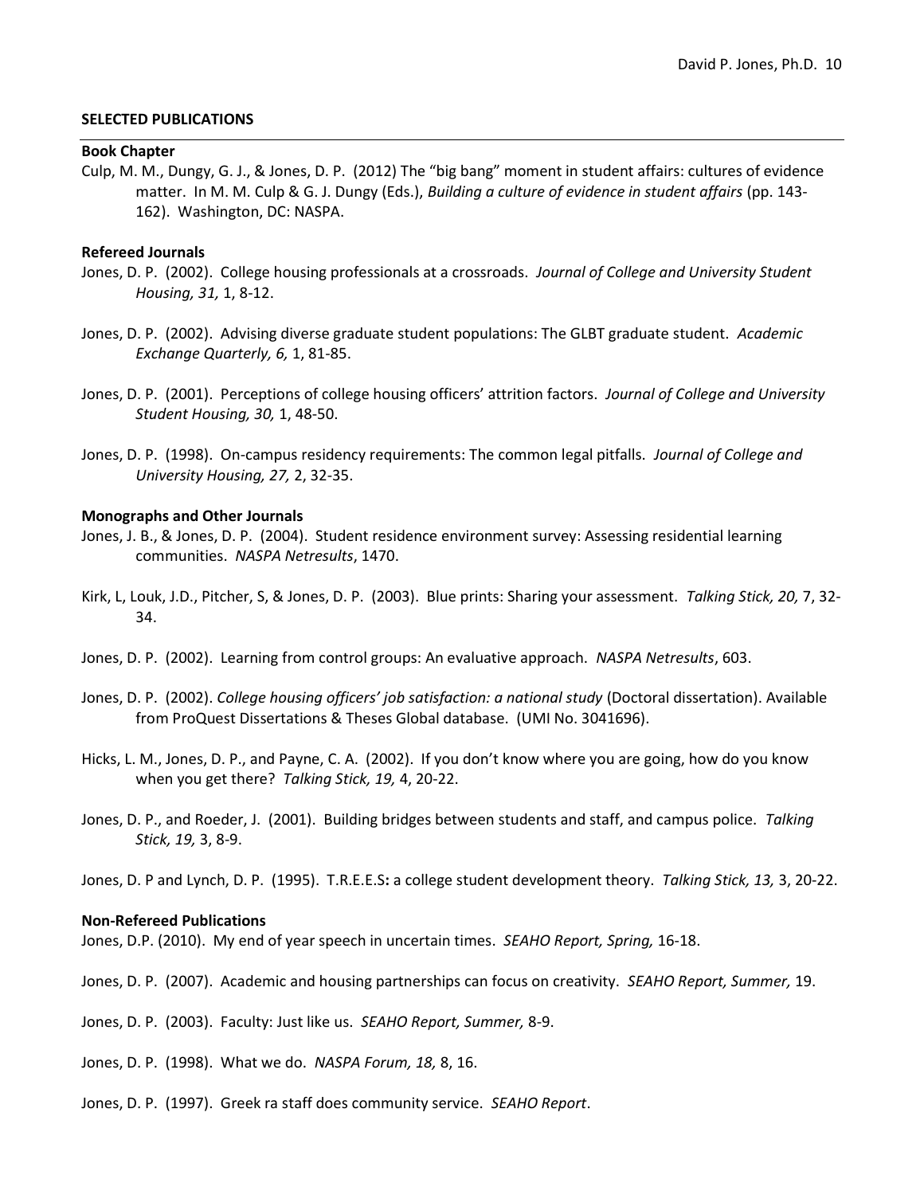## SELECTED PUBLICATIONS

### Book Chapter

Culp, M. M., Dungy, G. J., & Jones, D. P. (2012) The "big bang" moment in student affairs: cultures of evidence matter. In M. M. Culp & G. J. Dungy (Eds.), *Building a culture of evidence in student affairs* (pp. 143-162). Washington, DC: NASPA.

### Refereed Journals

Jones, D. P. (2002). College housing professionals at a crossroads. *Journal of College and University Student Housing, 31,* 1, 8-12.

Jones, D. P. (2002). Advising diverse graduate student populations: The GLBT graduate student. *Academic Exchange Quarterly, 6,* 1, 81-85.

Jones, D. P. (2001). Perceptions of college housing officers' attrition factors. *Journal of College and University Student Housing, 30,* 1, 48-50.

Jones, D. P. (1998). On-campus residency requirements: The common legal pitfalls. *Journal of College and University Housing, 27,* 2, 32-35.

### Monographs and Other Journals

Jones, J. B., & Jones, D. P. (2004). Student residence environment survey: Assessing residential learning communities. *NASPA Netresults*, 1470.

Kirk, L, Louk, J.D., Pitcher, S, & Jones, D. P. (2003). Blue prints: Sharing your assessment. *Talking Stick, 20,* 7, 32-34.

Jones, D. P. (2002). Learning from control groups: An evaluative approach. *NASPA Netresults*, 603.

Jones, D. P. (2002). *College housing officers' job satisfaction: a national study* (Doctoral dissertation). Available from ProQuest Dissertations & Theses Global database. (UMI No. 3041696).

Hicks, L. M., Jones, D. P., and Payne, C. A. (2002). If you don't know where you are going, how do you know when you get there? *Talking Stick, 19,* 4, 20-22.

Jones, D. P., and Roeder, J. (2001). Building bridges between students and staff, and campus police. *Talking Stick, 19,* 3, 8-9.

Jones, D. P and Lynch, D. P. (1995). T.R.E.E.S**:** a college student development theory. *Talking Stick, 13,* 3, 20-22.

### Non-Refereed Publications

Jones, D.P. (2010). My end of year speech in uncertain times. *SEAHO Report, Spring,* 16-18.

Jones, D. P. (2007). Academic and housing partnerships can focus on creativity. *SEAHO Report, Summer,* 19.

Jones, D. P. (2003). Faculty: Just like us. *SEAHO Report, Summer,* 8-9.

Jones, D. P. (1998). What we do. *NASPA Forum, 18,* 8, 16.

Jones, D. P. (1997). Greek ra staff does community service. *SEAHO Report*.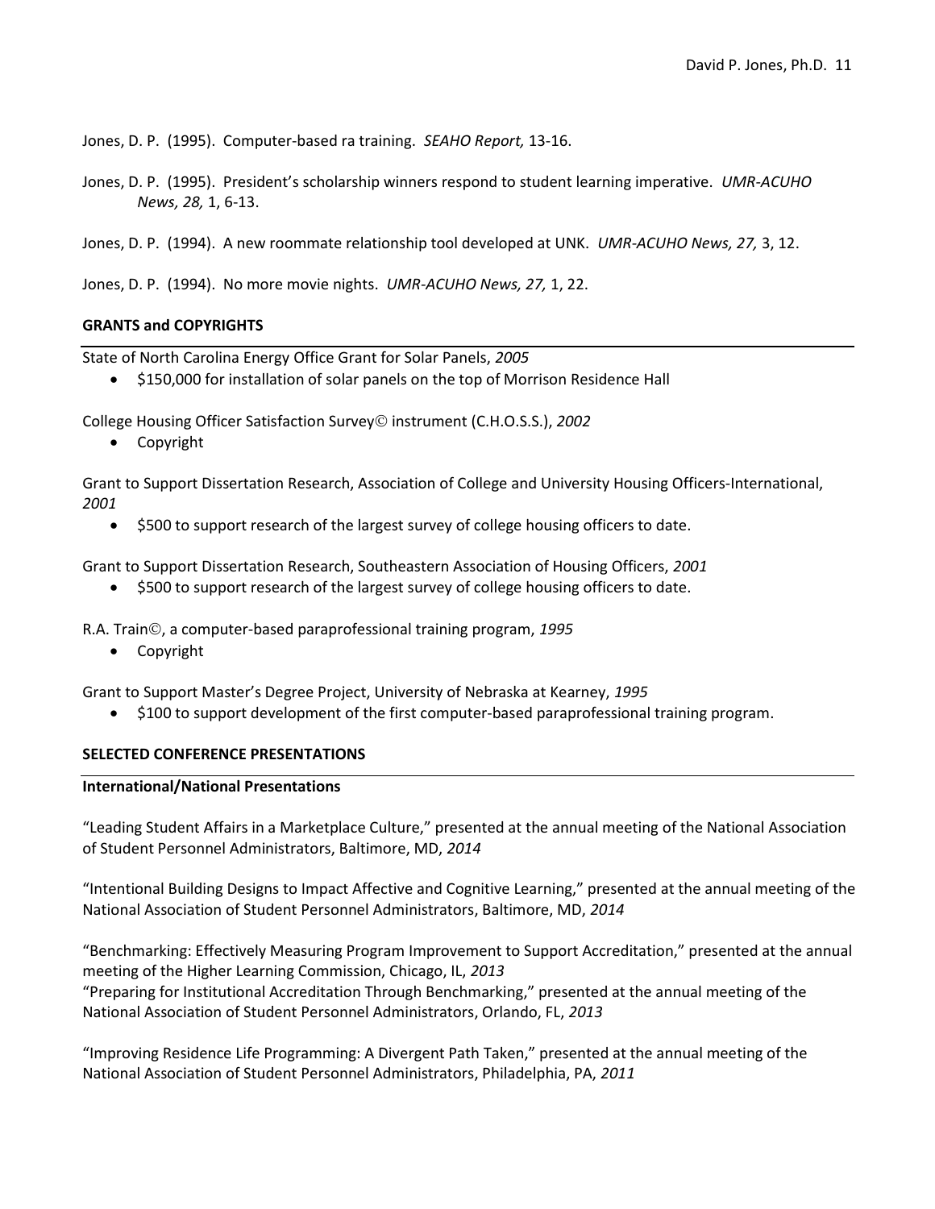Jones, D. P. (1995). Computer-based ra training. *SEAHO Report,* 13-16.

Jones, D. P. (1995). President's scholarship winners respond to student learning imperative. *UMR-ACUHO News, 28,* 1, 6-13.

Jones, D. P. (1994). A new roommate relationship tool developed at UNK. *UMR-ACUHO News, 27,* 3, 12.

Jones, D. P. (1994). No more movie nights. *UMR-ACUHO News, 27,* 1, 22.

## GRANTS and COPYRIGHTS

State of North Carolina Energy Office Grant for Solar Panels, *2005*

- $150,000 for installation of solar panels on the top of Morrison Residence Hall

College Housing Officer Satisfaction Survey© instrument (C.H.O.S.S.), *2002*

- Copyright

Grant to Support Dissertation Research, Association of College and University Housing Officers-International, *2001*

- $500 to support research of the largest survey of college housing officers to date.

Grant to Support Dissertation Research, Southeastern Association of Housing Officers, *2001*

- $500 to support research of the largest survey of college housing officers to date.

R.A. Train©, a computer-based paraprofessional training program, *1995*

- Copyright

Grant to Support Master's Degree Project, University of Nebraska at Kearney, *1995*

- $100 to support development of the first computer-based paraprofessional training program.

## SELECTED CONFERENCE PRESENTATIONS

### International/National Presentations

"Leading Student Affairs in a Marketplace Culture," presented at the annual meeting of the National Association of Student Personnel Administrators, Baltimore, MD, *2014*

"Intentional Building Designs to Impact Affective and Cognitive Learning," presented at the annual meeting of the National Association of Student Personnel Administrators, Baltimore, MD, *2014*

"Benchmarking: Effectively Measuring Program Improvement to Support Accreditation," presented at the annual meeting of the Higher Learning Commission, Chicago, IL, *2013*

"Preparing for Institutional Accreditation Through Benchmarking," presented at the annual meeting of the National Association of Student Personnel Administrators, Orlando, FL, *2013*

"Improving Residence Life Programming: A Divergent Path Taken," presented at the annual meeting of the National Association of Student Personnel Administrators, Philadelphia, PA, *2011*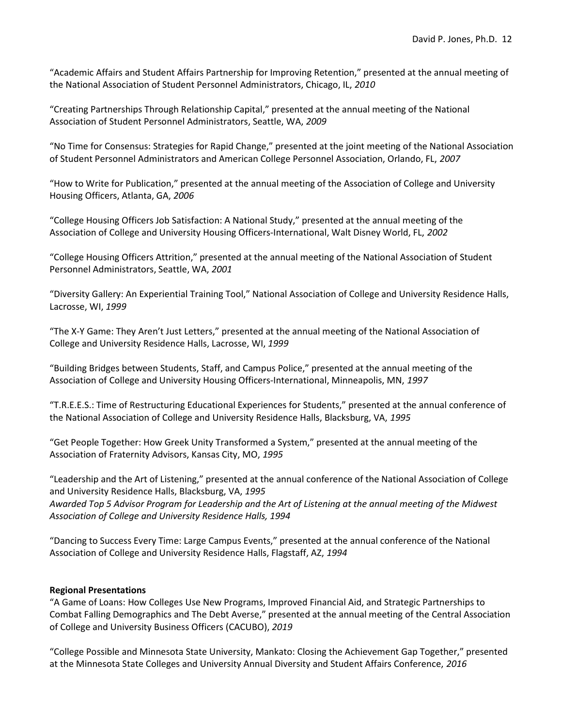"Academic Affairs and Student Affairs Partnership for Improving Retention," presented at the annual meeting of the National Association of Student Personnel Administrators, Chicago, IL, *2010*

"Creating Partnerships Through Relationship Capital," presented at the annual meeting of the National Association of Student Personnel Administrators, Seattle, WA, *2009*

"No Time for Consensus: Strategies for Rapid Change," presented at the joint meeting of the National Association of Student Personnel Administrators and American College Personnel Association, Orlando, FL, *2007*

"How to Write for Publication," presented at the annual meeting of the Association of College and University Housing Officers, Atlanta, GA, *2006*

"College Housing Officers Job Satisfaction: A National Study," presented at the annual meeting of the Association of College and University Housing Officers-International, Walt Disney World, FL, *2002*

"College Housing Officers Attrition," presented at the annual meeting of the National Association of Student Personnel Administrators, Seattle, WA, *2001*

"Diversity Gallery: An Experiential Training Tool," National Association of College and University Residence Halls, Lacrosse, WI, *1999*

"The X-Y Game: They Aren't Just Letters," presented at the annual meeting of the National Association of College and University Residence Halls, Lacrosse, WI, *1999*

"Building Bridges between Students, Staff, and Campus Police," presented at the annual meeting of the Association of College and University Housing Officers-International, Minneapolis, MN, *1997*

"T.R.E.E.S.: Time of Restructuring Educational Experiences for Students," presented at the annual conference of the National Association of College and University Residence Halls, Blacksburg, VA, *1995*

"Get People Together: How Greek Unity Transformed a System," presented at the annual meeting of the Association of Fraternity Advisors, Kansas City, MO, *1995*

"Leadership and the Art of Listening," presented at the annual conference of the National Association of College and University Residence Halls, Blacksburg, VA, *1995*
*Awarded Top 5 Advisor Program for Leadership and the Art of Listening at the annual meeting of the Midwest Association of College and University Residence Halls, 1994*

"Dancing to Success Every Time: Large Campus Events," presented at the annual conference of the National Association of College and University Residence Halls, Flagstaff, AZ, *1994*

**Regional Presentations**

"A Game of Loans: How Colleges Use New Programs, Improved Financial Aid, and Strategic Partnerships to Combat Falling Demographics and The Debt Averse," presented at the annual meeting of the Central Association of College and University Business Officers (CACUBO), *2019*

"College Possible and Minnesota State University, Mankato: Closing the Achievement Gap Together," presented at the Minnesota State Colleges and University Annual Diversity and Student Affairs Conference, *2016*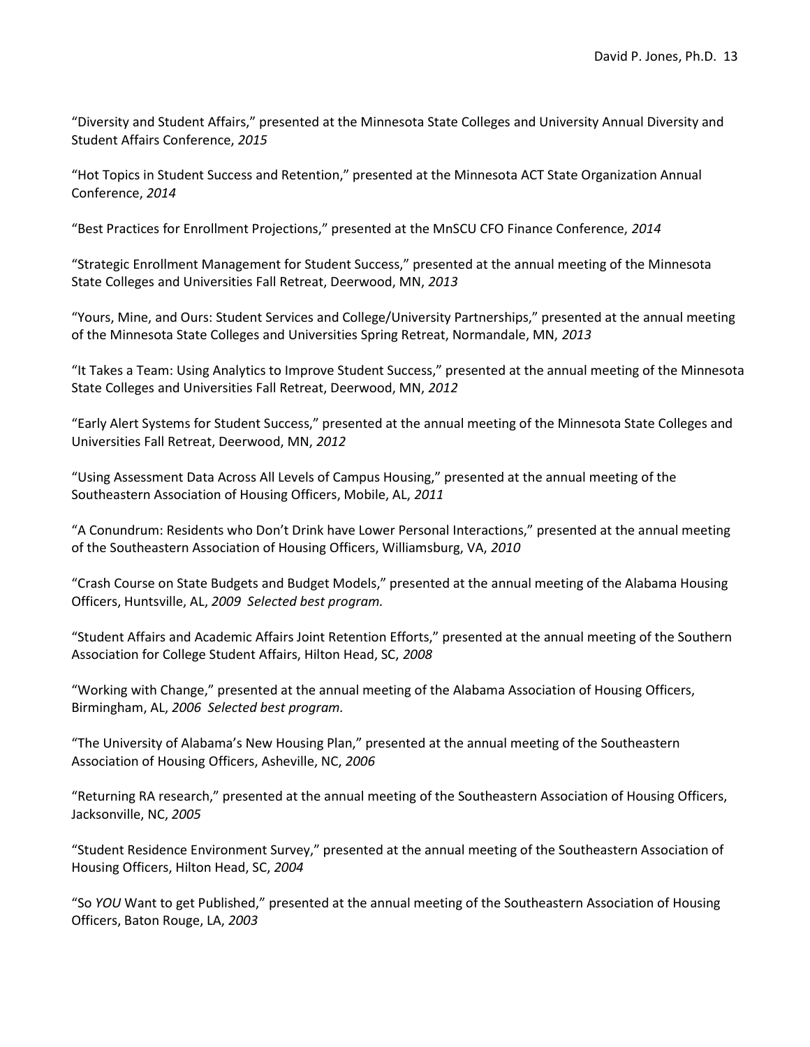"Diversity and Student Affairs," presented at the Minnesota State Colleges and University Annual Diversity and Student Affairs Conference, *2015*

"Hot Topics in Student Success and Retention," presented at the Minnesota ACT State Organization Annual Conference, *2014*

"Best Practices for Enrollment Projections," presented at the MnSCU CFO Finance Conference, *2014*

"Strategic Enrollment Management for Student Success," presented at the annual meeting of the Minnesota State Colleges and Universities Fall Retreat, Deerwood, MN, *2013*

"Yours, Mine, and Ours: Student Services and College/University Partnerships," presented at the annual meeting of the Minnesota State Colleges and Universities Spring Retreat, Normandale, MN, *2013*

"It Takes a Team: Using Analytics to Improve Student Success," presented at the annual meeting of the Minnesota State Colleges and Universities Fall Retreat, Deerwood, MN, *2012*

"Early Alert Systems for Student Success," presented at the annual meeting of the Minnesota State Colleges and Universities Fall Retreat, Deerwood, MN, *2012*

"Using Assessment Data Across All Levels of Campus Housing," presented at the annual meeting of the Southeastern Association of Housing Officers, Mobile, AL, *2011*

"A Conundrum: Residents who Don't Drink have Lower Personal Interactions," presented at the annual meeting of the Southeastern Association of Housing Officers, Williamsburg, VA, *2010*

"Crash Course on State Budgets and Budget Models," presented at the annual meeting of the Alabama Housing Officers, Huntsville, AL, *2009 Selected best program.*

"Student Affairs and Academic Affairs Joint Retention Efforts," presented at the annual meeting of the Southern Association for College Student Affairs, Hilton Head, SC, *2008*

"Working with Change," presented at the annual meeting of the Alabama Association of Housing Officers, Birmingham, AL, *2006 Selected best program.*

"The University of Alabama's New Housing Plan," presented at the annual meeting of the Southeastern Association of Housing Officers, Asheville, NC, *2006*

"Returning RA research," presented at the annual meeting of the Southeastern Association of Housing Officers, Jacksonville, NC, *2005*

"Student Residence Environment Survey," presented at the annual meeting of the Southeastern Association of Housing Officers, Hilton Head, SC, *2004*

"So *YOU* Want to get Published," presented at the annual meeting of the Southeastern Association of Housing Officers, Baton Rouge, LA, *2003*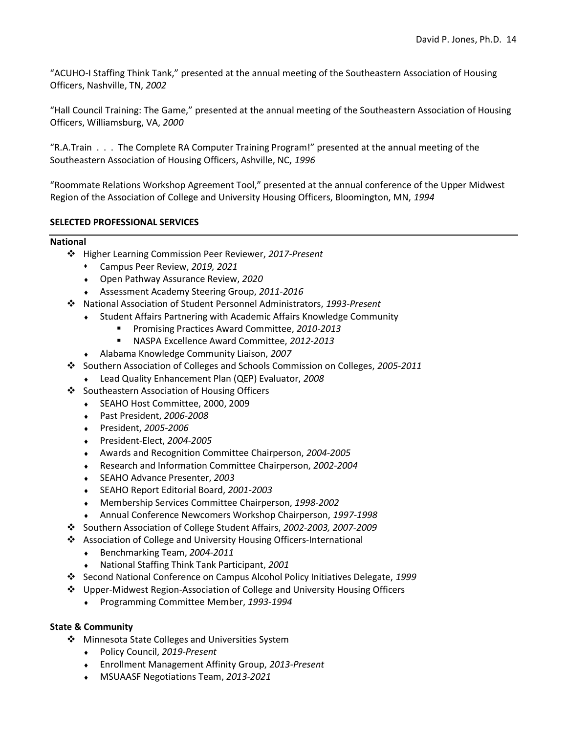"ACUHO-I Staffing Think Tank," presented at the annual meeting of the Southeastern Association of Housing Officers, Nashville, TN, *2002*

"Hall Council Training: The Game," presented at the annual meeting of the Southeastern Association of Housing Officers, Williamsburg, VA, *2000*

"R.A.Train . . . The Complete RA Computer Training Program!" presented at the annual meeting of the Southeastern Association of Housing Officers, Ashville, NC, *1996*

"Roommate Relations Workshop Agreement Tool," presented at the annual conference of the Upper Midwest Region of the Association of College and University Housing Officers, Bloomington, MN, *1994*

## SELECTED PROFESSIONAL SERVICES

### National

- Higher Learning Commission Peer Reviewer, *2017-Present*
  - Campus Peer Review, *2019, 2021*
  - Open Pathway Assurance Review, *2020*
  - Assessment Academy Steering Group, *2011-2016*
- National Association of Student Personnel Administrators, *1993-Present*
  - Student Affairs Partnering with Academic Affairs Knowledge Community
    - Promising Practices Award Committee, *2010-2013*
    - NASPA Excellence Award Committee, *2012-2013*
  - Alabama Knowledge Community Liaison, *2007*
- Southern Association of Colleges and Schools Commission on Colleges, *2005-2011*
  - Lead Quality Enhancement Plan (QEP) Evaluator, *2008*
- Southeastern Association of Housing Officers
  - SEAHO Host Committee, 2000, 2009
  - Past President, *2006-2008*
  - President, *2005-2006*
  - President-Elect, *2004-2005*
  - Awards and Recognition Committee Chairperson, *2004-2005*
  - Research and Information Committee Chairperson, *2002-2004*
  - SEAHO Advance Presenter, *2003*
  - SEAHO Report Editorial Board, *2001-2003*
  - Membership Services Committee Chairperson, *1998-2002*
  - Annual Conference Newcomers Workshop Chairperson, *1997-1998*
- Southern Association of College Student Affairs, *2002-2003, 2007-2009*
- Association of College and University Housing Officers-International
  - Benchmarking Team, *2004-2011*
  - National Staffing Think Tank Participant, *2001*
- Second National Conference on Campus Alcohol Policy Initiatives Delegate, *1999*
- Upper-Midwest Region-Association of College and University Housing Officers
  - Programming Committee Member, *1993-1994*

### State & Community

- Minnesota State Colleges and Universities System
  - Policy Council, *2019-Present*
  - Enrollment Management Affinity Group, *2013-Present*
  - MSUAASF Negotiations Team, *2013-2021*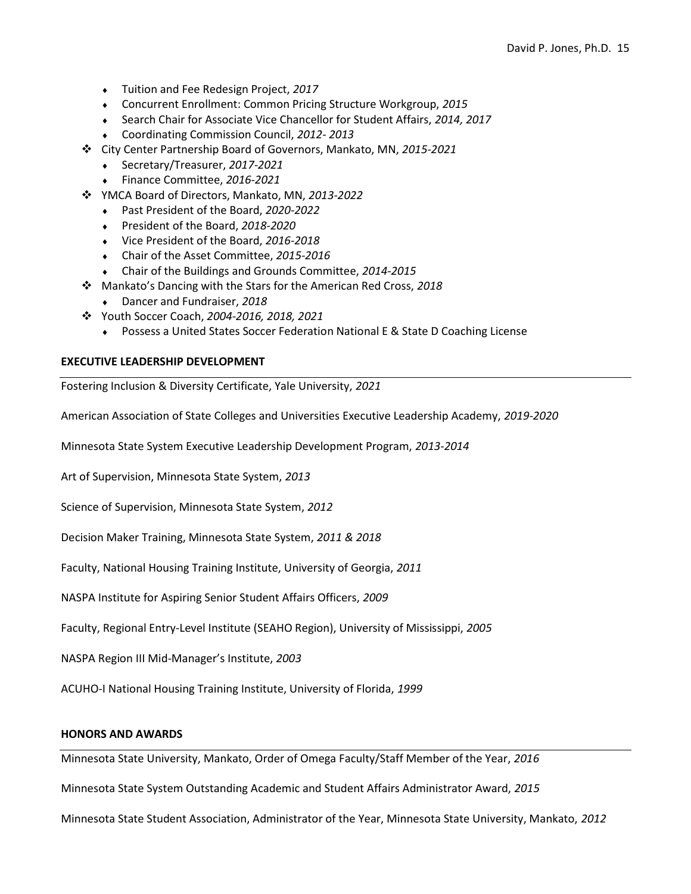- Tuition and Fee Redesign Project, *2017*
    - Concurrent Enrollment: Common Pricing Structure Workgroup, *2015*
    - Search Chair for Associate Vice Chancellor for Student Affairs, *2014, 2017*
    - Coordinating Commission Council, *2012- 2013*
- City Center Partnership Board of Governors, Mankato, MN, *2015-2021*
    - Secretary/Treasurer, *2017-2021*
    - Finance Committee, *2016-2021*
- YMCA Board of Directors, Mankato, MN, *2013-2022*
    - Past President of the Board, *2020-2022*
    - President of the Board, *2018-2020*
    - Vice President of the Board, *2016-2018*
    - Chair of the Asset Committee, *2015-2016*
    - Chair of the Buildings and Grounds Committee, *2014-2015*
- Mankato's Dancing with the Stars for the American Red Cross, *2018*
    - Dancer and Fundraiser, *2018*
- Youth Soccer Coach, *2004-2016, 2018, 2021*
    - Possess a United States Soccer Federation National E & State D Coaching License

**EXECUTIVE LEADERSHIP DEVELOPMENT**

Fostering Inclusion & Diversity Certificate, Yale University, *2021*

American Association of State Colleges and Universities Executive Leadership Academy, *2019-2020*

Minnesota State System Executive Leadership Development Program, *2013-2014*

Art of Supervision, Minnesota State System, *2013*

Science of Supervision, Minnesota State System, *2012*

Decision Maker Training, Minnesota State System, *2011 & 2018*

Faculty, National Housing Training Institute, University of Georgia, *2011*

NASPA Institute for Aspiring Senior Student Affairs Officers, *2009*

Faculty, Regional Entry-Level Institute (SEAHO Region), University of Mississippi, *2005*

NASPA Region III Mid-Manager's Institute, *2003*

ACUHO-I National Housing Training Institute, University of Florida, *1999*

**HONORS AND AWARDS**

Minnesota State University, Mankato, Order of Omega Faculty/Staff Member of the Year, *2016*

Minnesota State System Outstanding Academic and Student Affairs Administrator Award, *2015*

Minnesota State Student Association, Administrator of the Year, Minnesota State University, Mankato, *2012*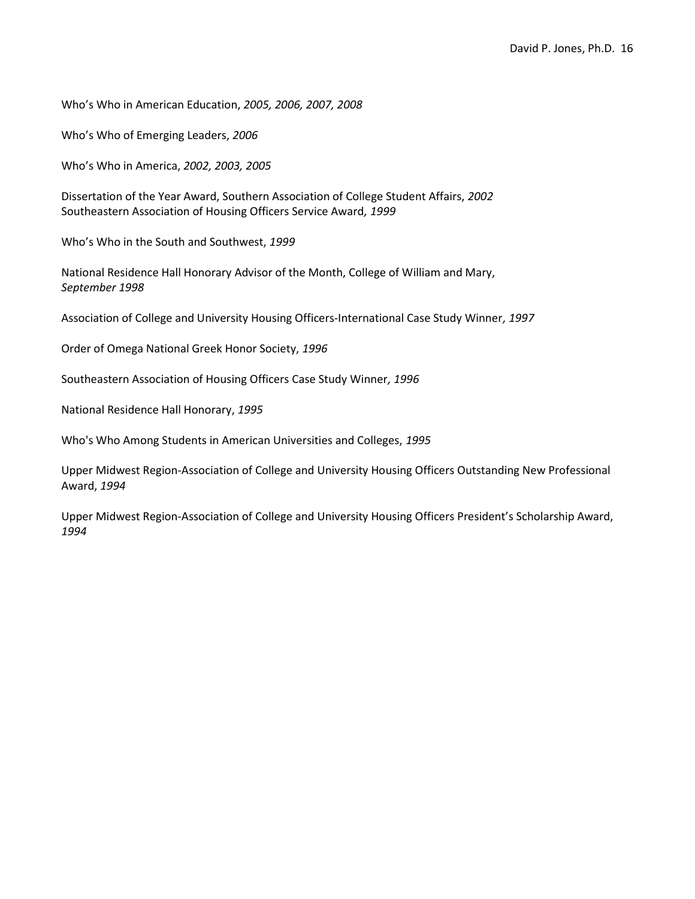Who's Who in American Education, *2005, 2006, 2007, 2008*

Who's Who of Emerging Leaders, *2006*

Who's Who in America, *2002, 2003, 2005*

Dissertation of the Year Award, Southern Association of College Student Affairs, *2002*
Southeastern Association of Housing Officers Service Award*, 1999*

Who's Who in the South and Southwest, *1999*

National Residence Hall Honorary Advisor of the Month, College of William and Mary, *September 1998*

Association of College and University Housing Officers-International Case Study Winner*, 1997*

Order of Omega National Greek Honor Society, *1996*

Southeastern Association of Housing Officers Case Study Winner*, 1996*

National Residence Hall Honorary, *1995*

Who's Who Among Students in American Universities and Colleges, *1995*

Upper Midwest Region-Association of College and University Housing Officers Outstanding New Professional Award, *1994*

Upper Midwest Region-Association of College and University Housing Officers President's Scholarship Award, *1994*